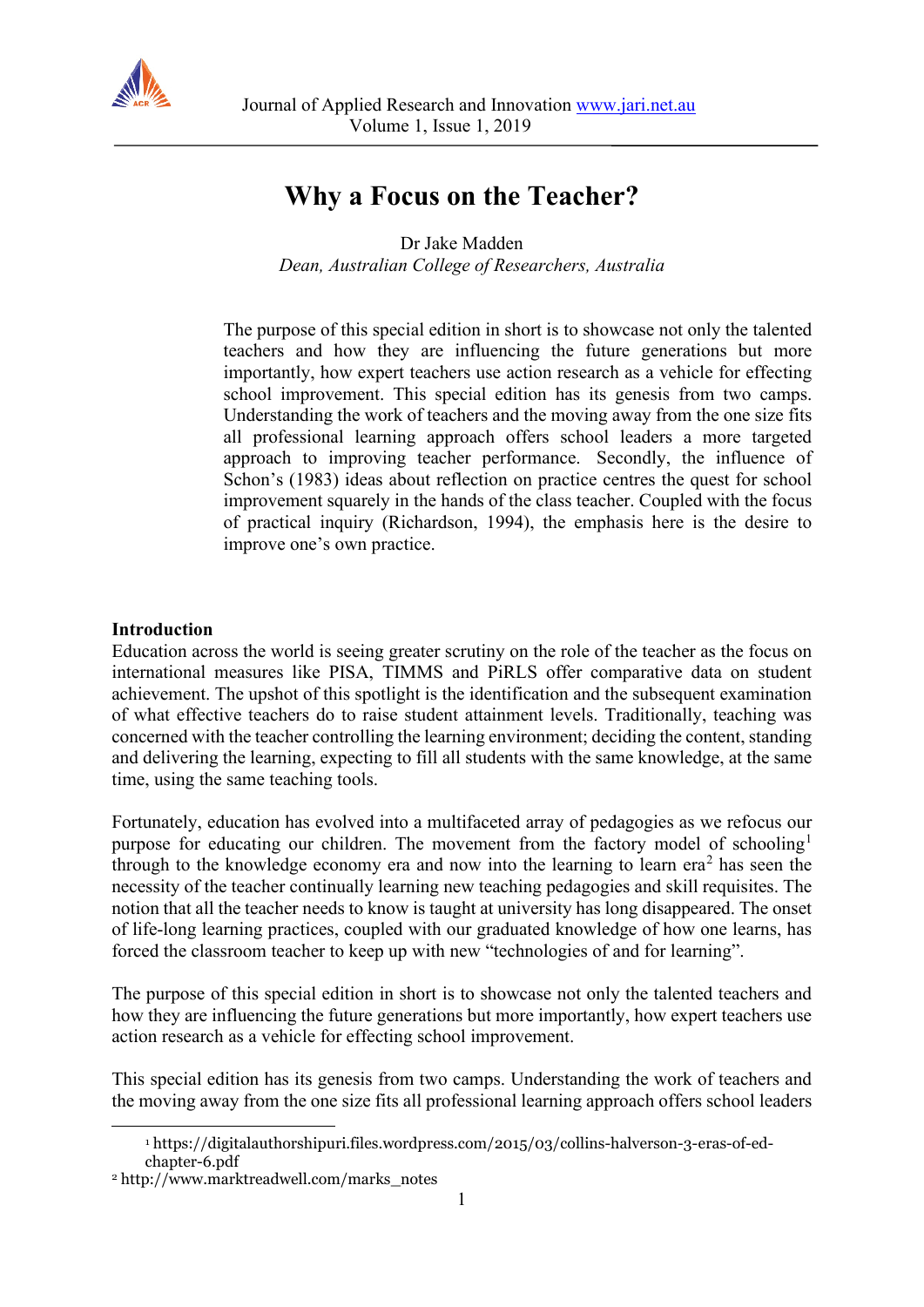# Why a Focus on the Teacher?

Dr Jake Madden

*Dean, Australian College of Researchers, Australia*

The purpose of this special edition in short is to showcase not only the talented teachers and how they are influencing the future generations but more importantly, how expert teachers use action research as a vehicle for effecting school improvement. This special edition has its genesis from two camps. Understanding the work of teachers and the moving away from the one size fits all professional learning approach offers school leaders a more targeted approach to improving teacher performance. Secondly, the influence of Schon's (1983) ideas about reflection on practice centres the quest for school improvement squarely in the hands of the class teacher. Coupled with the focus of practical inquiry (Richardson, 1994), the emphasis here is the desire to improve one's own practice.

## Introduction

Education across the world is seeing greater scrutiny on the role of the teacher as the focus on international measures like PISA, TIMMS and PiRLS offer comparative data on student achievement. The upshot of this spotlight is the identification and the subsequent examination of what effective teachers do to raise student attainment levels. Traditionally, teaching was concerned with the teacher controlling the learning environment; deciding the content, standing and delivering the learning, expecting to fill all students with the same knowledge, at the same time, using the same teaching tools.

Fortunately, education has evolved into a multifaceted array of pedagogies as we refocus our purpose for educating our children. The movement from the factory model of schooling[1] through to the knowledge economy era and now into the learning to learn era[2] has seen the necessity of the teacher continually learning new teaching pedagogies and skill requisites. The notion that all the teacher needs to know is taught at university has long disappeared. The onset of life-long learning practices, coupled with our graduated knowledge of how one learns, has forced the classroom teacher to keep up with new "technologies of and for learning".

The purpose of this special edition in short is to showcase not only the talented teachers and how they are influencing the future generations but more importantly, how expert teachers use action research as a vehicle for effecting school improvement.

This special edition has its genesis from two camps. Understanding the work of teachers and the moving away from the one size fits all professional learning approach offers school leaders

---

[1] https://digitalauthorshipuri.files.wordpress.com/2015/03/collins-halverson-3-eras-of-ed-chapter-6.pdf

[2] http://www.marktreadwell.com/marks_notes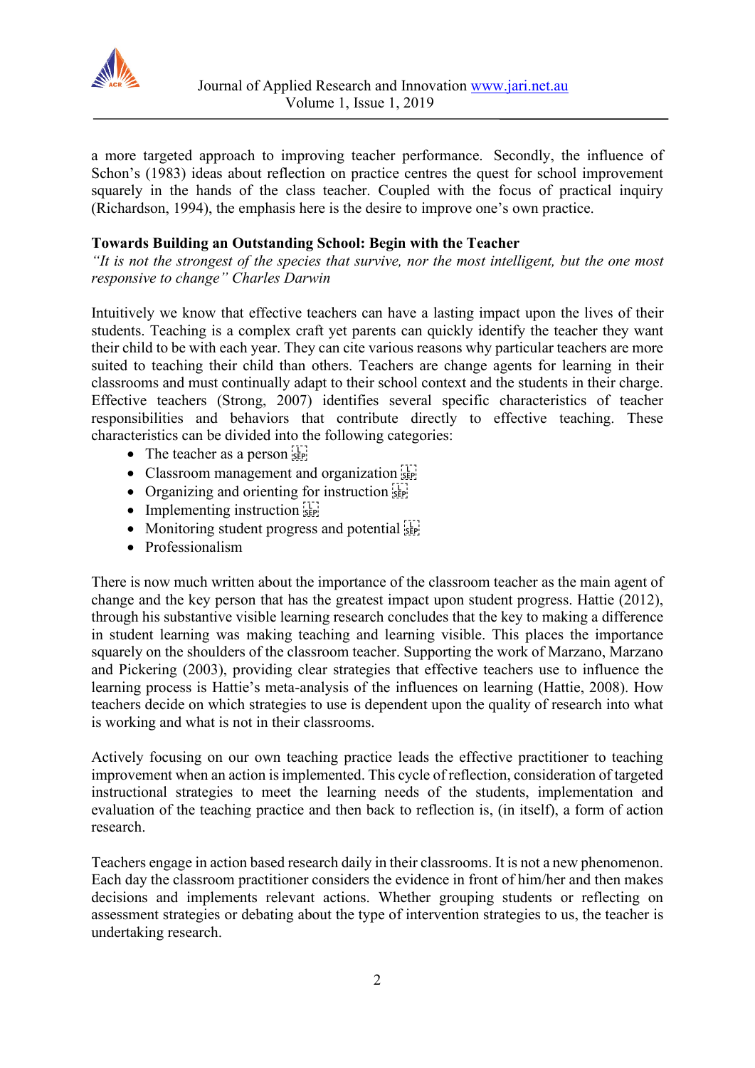a more targeted approach to improving teacher performance. Secondly, the influence of Schon's (1983) ideas about reflection on practice centres the quest for school improvement squarely in the hands of the class teacher. Coupled with the focus of practical inquiry (Richardson, 1994), the emphasis here is the desire to improve one's own practice.

## Towards Building an Outstanding School: Begin with the Teacher

*"It is not the strongest of the species that survive, nor the most intelligent, but the one most responsive to change" Charles Darwin*

Intuitively we know that effective teachers can have a lasting impact upon the lives of their students. Teaching is a complex craft yet parents can quickly identify the teacher they want their child to be with each year. They can cite various reasons why particular teachers are more suited to teaching their child than others. Teachers are change agents for learning in their classrooms and must continually adapt to their school context and the students in their charge. Effective teachers (Strong, 2007) identifies several specific characteristics of teacher responsibilities and behaviors that contribute directly to effective teaching. These characteristics can be divided into the following categories:

- The teacher as a person
- Classroom management and organization
- Organizing and orienting for instruction
- Implementing instruction
- Monitoring student progress and potential
- Professionalism

There is now much written about the importance of the classroom teacher as the main agent of change and the key person that has the greatest impact upon student progress. Hattie (2012), through his substantive visible learning research concludes that the key to making a difference in student learning was making teaching and learning visible. This places the importance squarely on the shoulders of the classroom teacher. Supporting the work of Marzano, Marzano and Pickering (2003), providing clear strategies that effective teachers use to influence the learning process is Hattie's meta-analysis of the influences on learning (Hattie, 2008). How teachers decide on which strategies to use is dependent upon the quality of research into what is working and what is not in their classrooms.

Actively focusing on our own teaching practice leads the effective practitioner to teaching improvement when an action is implemented. This cycle of reflection, consideration of targeted instructional strategies to meet the learning needs of the students, implementation and evaluation of the teaching practice and then back to reflection is, (in itself), a form of action research.

Teachers engage in action based research daily in their classrooms. It is not a new phenomenon. Each day the classroom practitioner considers the evidence in front of him/her and then makes decisions and implements relevant actions. Whether grouping students or reflecting on assessment strategies or debating about the type of intervention strategies to us, the teacher is undertaking research.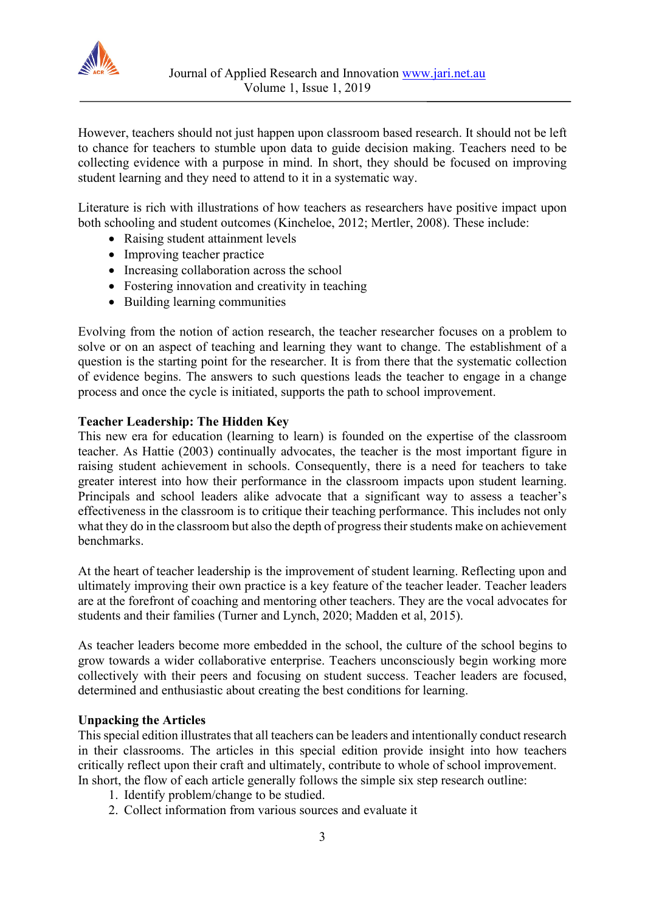However, teachers should not just happen upon classroom based research. It should not be left to chance for teachers to stumble upon data to guide decision making. Teachers need to be collecting evidence with a purpose in mind. In short, they should be focused on improving student learning and they need to attend to it in a systematic way.

Literature is rich with illustrations of how teachers as researchers have positive impact upon both schooling and student outcomes (Kincheloe, 2012; Mertler, 2008). These include:

- Raising student attainment levels
- Improving teacher practice
- Increasing collaboration across the school
- Fostering innovation and creativity in teaching
- Building learning communities

Evolving from the notion of action research, the teacher researcher focuses on a problem to solve or on an aspect of teaching and learning they want to change. The establishment of a question is the starting point for the researcher. It is from there that the systematic collection of evidence begins. The answers to such questions leads the teacher to engage in a change process and once the cycle is initiated, supports the path to school improvement.

**Teacher Leadership: The Hidden Key**

This new era for education (learning to learn) is founded on the expertise of the classroom teacher. As Hattie (2003) continually advocates, the teacher is the most important figure in raising student achievement in schools. Consequently, there is a need for teachers to take greater interest into how their performance in the classroom impacts upon student learning. Principals and school leaders alike advocate that a significant way to assess a teacher's effectiveness in the classroom is to critique their teaching performance. This includes not only what they do in the classroom but also the depth of progress their students make on achievement benchmarks.

At the heart of teacher leadership is the improvement of student learning. Reflecting upon and ultimately improving their own practice is a key feature of the teacher leader. Teacher leaders are at the forefront of coaching and mentoring other teachers. They are the vocal advocates for students and their families (Turner and Lynch, 2020; Madden et al, 2015).

As teacher leaders become more embedded in the school, the culture of the school begins to grow towards a wider collaborative enterprise. Teachers unconsciously begin working more collectively with their peers and focusing on student success. Teacher leaders are focused, determined and enthusiastic about creating the best conditions for learning.

**Unpacking the Articles**

This special edition illustrates that all teachers can be leaders and intentionally conduct research in their classrooms. The articles in this special edition provide insight into how teachers critically reflect upon their craft and ultimately, contribute to whole of school improvement. In short, the flow of each article generally follows the simple six step research outline:

1. Identify problem/change to be studied.
2. Collect information from various sources and evaluate it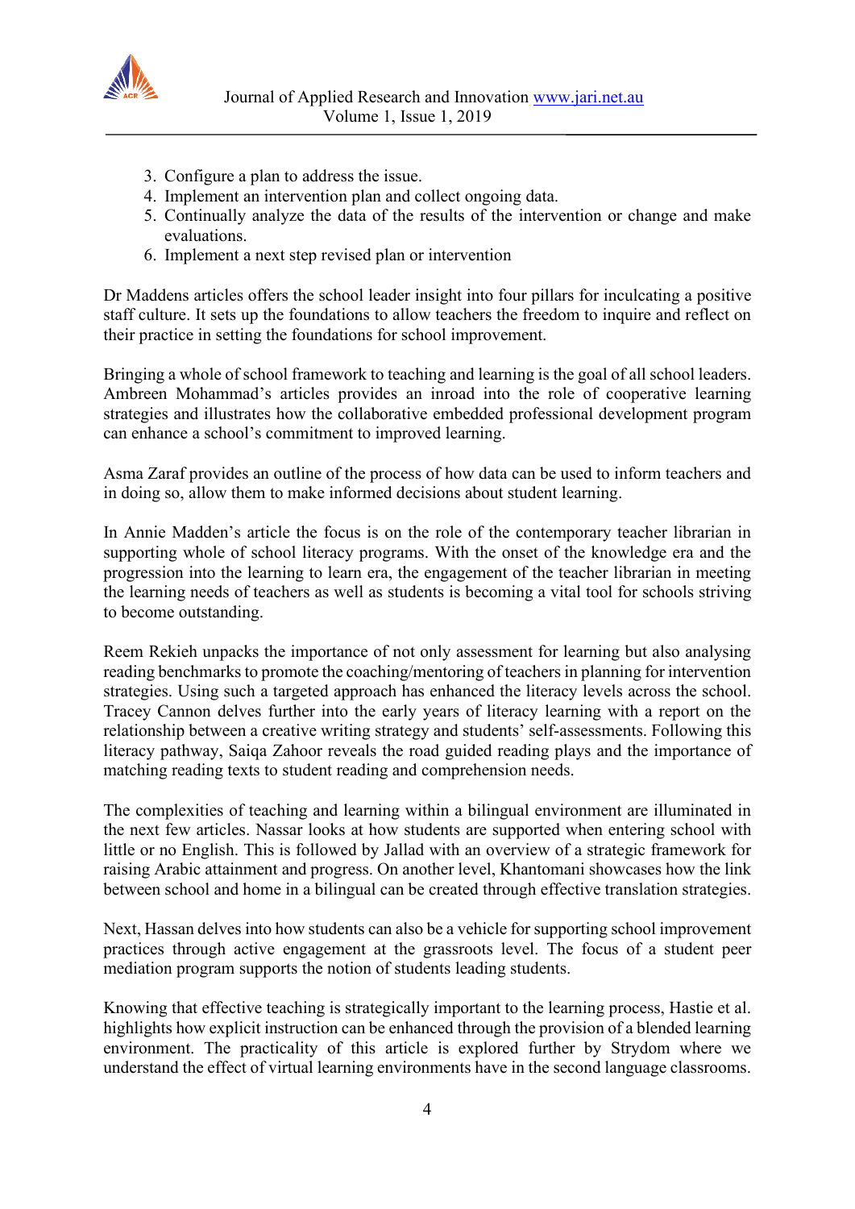3. Configure a plan to address the issue.
4. Implement an intervention plan and collect ongoing data.
5. Continually analyze the data of the results of the intervention or change and make evaluations.
6. Implement a next step revised plan or intervention

Dr Maddens articles offers the school leader insight into four pillars for inculcating a positive staff culture. It sets up the foundations to allow teachers the freedom to inquire and reflect on their practice in setting the foundations for school improvement.

Bringing a whole of school framework to teaching and learning is the goal of all school leaders. Ambreen Mohammad's articles provides an inroad into the role of cooperative learning strategies and illustrates how the collaborative embedded professional development program can enhance a school's commitment to improved learning.

Asma Zaraf provides an outline of the process of how data can be used to inform teachers and in doing so, allow them to make informed decisions about student learning.

In Annie Madden's article the focus is on the role of the contemporary teacher librarian in supporting whole of school literacy programs. With the onset of the knowledge era and the progression into the learning to learn era, the engagement of the teacher librarian in meeting the learning needs of teachers as well as students is becoming a vital tool for schools striving to become outstanding.

Reem Rekieh unpacks the importance of not only assessment for learning but also analysing reading benchmarks to promote the coaching/mentoring of teachers in planning for intervention strategies. Using such a targeted approach has enhanced the literacy levels across the school. Tracey Cannon delves further into the early years of literacy learning with a report on the relationship between a creative writing strategy and students' self-assessments. Following this literacy pathway, Saiqa Zahoor reveals the road guided reading plays and the importance of matching reading texts to student reading and comprehension needs.

The complexities of teaching and learning within a bilingual environment are illuminated in the next few articles. Nassar looks at how students are supported when entering school with little or no English. This is followed by Jallad with an overview of a strategic framework for raising Arabic attainment and progress. On another level, Khantomani showcases how the link between school and home in a bilingual can be created through effective translation strategies.

Next, Hassan delves into how students can also be a vehicle for supporting school improvement practices through active engagement at the grassroots level. The focus of a student peer mediation program supports the notion of students leading students.

Knowing that effective teaching is strategically important to the learning process, Hastie et al. highlights how explicit instruction can be enhanced through the provision of a blended learning environment. The practicality of this article is explored further by Strydom where we understand the effect of virtual learning environments have in the second language classrooms.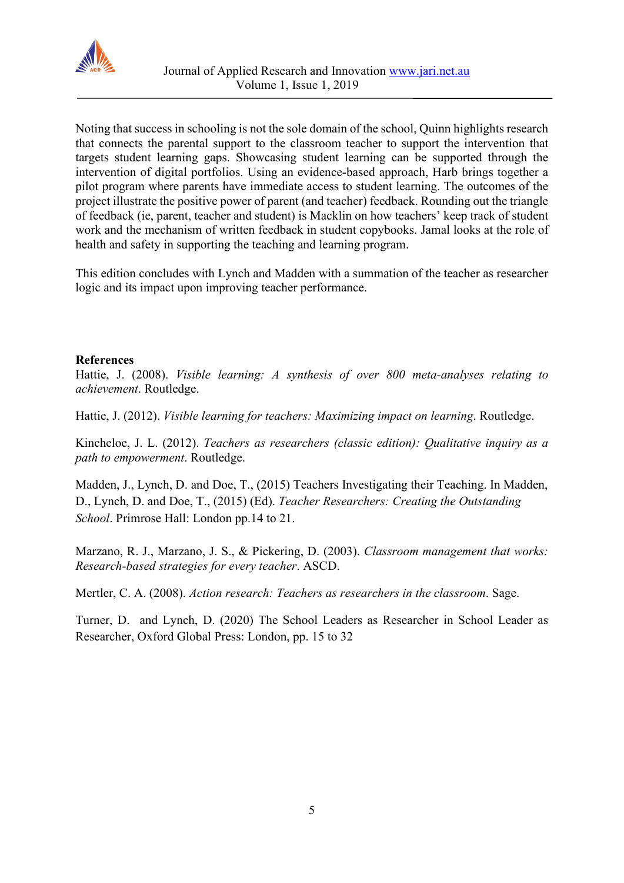Noting that success in schooling is not the sole domain of the school, Quinn highlights research that connects the parental support to the classroom teacher to support the intervention that targets student learning gaps. Showcasing student learning can be supported through the intervention of digital portfolios. Using an evidence-based approach, Harb brings together a pilot program where parents have immediate access to student learning. The outcomes of the project illustrate the positive power of parent (and teacher) feedback. Rounding out the triangle of feedback (ie, parent, teacher and student) is Macklin on how teachers' keep track of student work and the mechanism of written feedback in student copybooks. Jamal looks at the role of health and safety in supporting the teaching and learning program.

This edition concludes with Lynch and Madden with a summation of the teacher as researcher logic and its impact upon improving teacher performance.

**References**

Hattie, J. (2008). *Visible learning: A synthesis of over 800 meta-analyses relating to achievement*. Routledge.

Hattie, J. (2012). *Visible learning for teachers: Maximizing impact on learning*. Routledge.

Kincheloe, J. L. (2012). *Teachers as researchers (classic edition): Qualitative inquiry as a path to empowerment*. Routledge.

Madden, J., Lynch, D. and Doe, T., (2015) Teachers Investigating their Teaching. In Madden, D., Lynch, D. and Doe, T., (2015) (Ed). *Teacher Researchers: Creating the Outstanding School*. Primrose Hall: London pp.14 to 21.

Marzano, R. J., Marzano, J. S., & Pickering, D. (2003). *Classroom management that works: Research-based strategies for every teacher*. ASCD.

Mertler, C. A. (2008). *Action research: Teachers as researchers in the classroom*. Sage.

Turner, D. and Lynch, D. (2020) The School Leaders as Researcher in School Leader as Researcher, Oxford Global Press: London, pp. 15 to 32